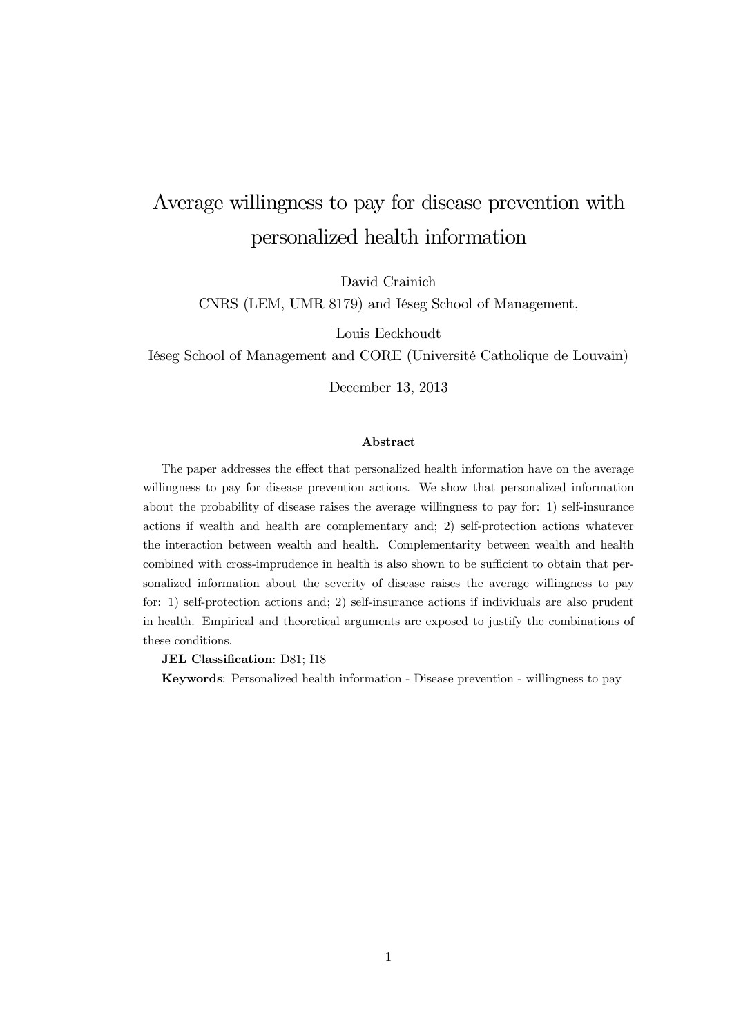# Average willingness to pay for disease prevention with personalized health information

David Crainich

CNRS (LEM, UMR 8179) and Iéseg School of Management,

Louis Eeckhoudt

Iéseg School of Management and CORE (Université Catholique de Louvain)

December 13, 2013

### Abstract

The paper addresses the effect that personalized health information have on the average willingness to pay for disease prevention actions. We show that personalized information about the probability of disease raises the average willingness to pay for: 1) self-insurance actions if wealth and health are complementary and; 2) self-protection actions whatever the interaction between wealth and health. Complementarity between wealth and health combined with cross-imprudence in health is also shown to be sufficient to obtain that personalized information about the severity of disease raises the average willingness to pay for: 1) self-protection actions and; 2) self-insurance actions if individuals are also prudent in health. Empirical and theoretical arguments are exposed to justify the combinations of these conditions.

**JEL Classification**: D81; I18

**Keywords**: Personalized health information - Disease prevention - willingness to pay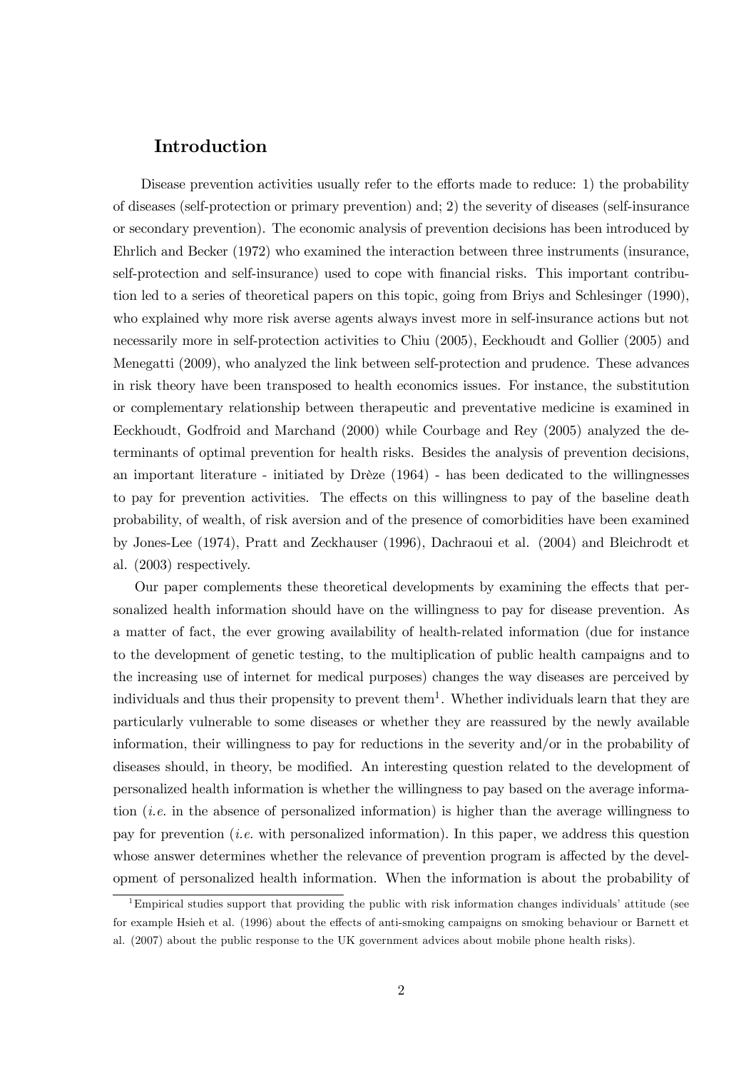## Introduction

Disease prevention activities usually refer to the efforts made to reduce: 1) the probability of diseases (self-protection or primary prevention) and; 2) the severity of diseases (self-insurance or secondary prevention). The economic analysis of prevention decisions has been introduced by Ehrlich and Becker (1972) who examined the interaction between three instruments (insurance, self-protection and self-insurance) used to cope with financial risks. This important contribution led to a series of theoretical papers on this topic, going from Briys and Schlesinger (1990), who explained why more risk averse agents always invest more in self-insurance actions but not necessarily more in self-protection activities to Chiu (2005), Eeckhoudt and Gollier (2005) and Menegatti (2009), who analyzed the link between self-protection and prudence. These advances in risk theory have been transposed to health economics issues. For instance, the substitution or complementary relationship between therapeutic and preventative medicine is examined in Eeckhoudt, Godfroid and Marchand (2000) while Courbage and Rey (2005) analyzed the determinants of optimal prevention for health risks. Besides the analysis of prevention decisions, an important literature - initiated by Drèze (1964) - has been dedicated to the willingnesses to pay for prevention activities. The effects on this willingness to pay of the baseline death probability, of wealth, of risk aversion and of the presence of comorbidities have been examined by Jones-Lee (1974), Pratt and Zeckhauser (1996), Dachraoui et al. (2004) and Bleichrodt et al. (2003) respectively.

Our paper complements these theoretical developments by examining the effects that personalized health information should have on the willingness to pay for disease prevention. As a matter of fact, the ever growing availability of health-related information (due for instance to the development of genetic testing, to the multiplication of public health campaigns and to the increasing use of internet for medical purposes) changes the way diseases are perceived by individuals and thus their propensity to prevent them[1]. Whether individuals learn that they are particularly vulnerable to some diseases or whether they are reassured by the newly available information, their willingness to pay for reductions in the severity and/or in the probability of diseases should, in theory, be modified. An interesting question related to the development of personalized health information is whether the willingness to pay based on the average information (*i.e.* in the absence of personalized information) is higher than the average willingness to pay for prevention (*i.e.* with personalized information). In this paper, we address this question whose answer determines whether the relevance of prevention program is affected by the development of personalized health information. When the information is about the probability of

[1] Empirical studies support that providing the public with risk information changes individuals' attitude (see for example Hsieh et al. (1996) about the effects of anti-smoking campaigns on smoking behaviour or Barnett et al. (2007) about the public response to the UK government advices about mobile phone health risks).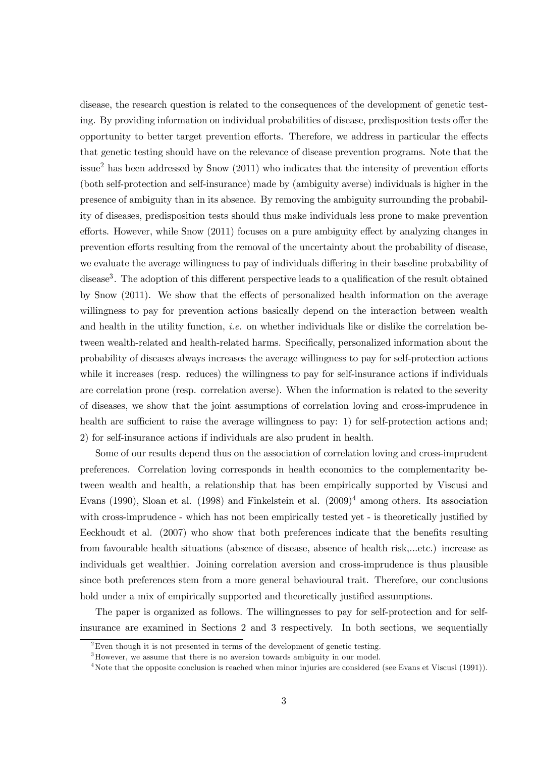disease, the research question is related to the consequences of the development of genetic testing. By providing information on individual probabilities of disease, predisposition tests offer the opportunity to better target prevention efforts. Therefore, we address in particular the effects that genetic testing should have on the relevance of disease prevention programs. Note that the issue[2] has been addressed by Snow (2011) who indicates that the intensity of prevention efforts (both self-protection and self-insurance) made by (ambiguity averse) individuals is higher in the presence of ambiguity than in its absence. By removing the ambiguity surrounding the probability of diseases, predisposition tests should thus make individuals less prone to make prevention efforts. However, while Snow (2011) focuses on a pure ambiguity effect by analyzing changes in prevention efforts resulting from the removal of the uncertainty about the probability of disease, we evaluate the average willingness to pay of individuals differing in their baseline probability of disease[3]. The adoption of this different perspective leads to a qualification of the result obtained by Snow (2011). We show that the effects of personalized health information on the average willingness to pay for prevention actions basically depend on the interaction between wealth and health in the utility function, *i.e.* on whether individuals like or dislike the correlation between wealth-related and health-related harms. Specifically, personalized information about the probability of diseases always increases the average willingness to pay for self-protection actions while it increases (resp. reduces) the willingness to pay for self-insurance actions if individuals are correlation prone (resp. correlation averse). When the information is related to the severity of diseases, we show that the joint assumptions of correlation loving and cross-imprudence in health are sufficient to raise the average willingness to pay: 1) for self-protection actions and; 2) for self-insurance actions if individuals are also prudent in health.

Some of our results depend thus on the association of correlation loving and cross-imprudent preferences. Correlation loving corresponds in health economics to the complementarity between wealth and health, a relationship that has been empirically supported by Viscusi and Evans (1990), Sloan et al. (1998) and Finkelstein et al. (2009)[4] among others. Its association with cross-imprudence - which has not been empirically tested yet - is theoretically justified by Eeckhoudt et al. (2007) who show that both preferences indicate that the benefits resulting from favourable health situations (absence of disease, absence of health risk,...etc.) increase as individuals get wealthier. Joining correlation aversion and cross-imprudence is thus plausible since both preferences stem from a more general behavioural trait. Therefore, our conclusions hold under a mix of empirically supported and theoretically justified assumptions.

The paper is organized as follows. The willingnesses to pay for self-protection and for self-insurance are examined in Sections 2 and 3 respectively. In both sections, we sequentially

[2] Even though it is not presented in terms of the development of genetic testing.

[3] However, we assume that there is no aversion towards ambiguity in our model.

[4] Note that the opposite conclusion is reached when minor injuries are considered (see Evans et Viscusi (1991)).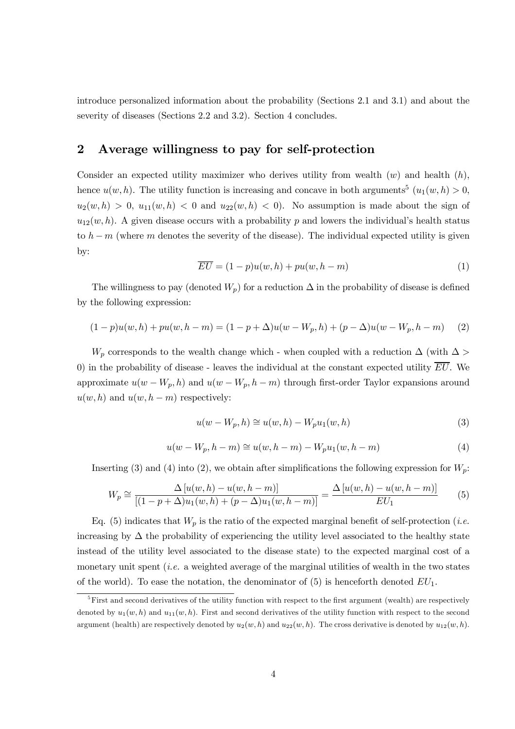introduce personalized information about the probability (Sections 2.1 and 3.1) and about the severity of diseases (Sections 2.2 and 3.2). Section 4 concludes.

## 2 Average willingness to pay for self-protection

Consider an expected utility maximizer who derives utility from wealth ($w$) and health ($h$), hence $u(w,h)$. The utility function is increasing and concave in both arguments[5] ($u_1(w,h) > 0$, $u_2(w,h) > 0$, $u_{11}(w,h) < 0$ and $u_{22}(w,h) < 0$). No assumption is made about the sign of $u_{12}(w,h)$. A given disease occurs with a probability $p$ and lowers the individual's health status to $h - m$ (where $m$ denotes the severity of the disease). The individual expected utility is given by:

$$\overline{EU} = (1-p)u(w,h) + pu(w,h-m) \tag{1}$$

The willingness to pay (denoted $W_p$) for a reduction $\Delta$ in the probability of disease is defined by the following expression:

$$(1-p)u(w,h) + pu(w,h-m) = (1-p+\Delta)u(w-W_p,h) + (p-\Delta)u(w-W_p,h-m) \tag{2}$$

$W_p$ corresponds to the wealth change which - when coupled with a reduction $\Delta$ (with $\Delta > 0$) in the probability of disease - leaves the individual at the constant expected utility $\overline{EU}$. We approximate $u(w-W_p,h)$ and $u(w-W_p,h-m)$ through first-order Taylor expansions around $u(w,h)$ and $u(w,h-m)$ respectively:

$$u(w-W_p,h) \cong u(w,h) - W_p u_1(w,h) \tag{3}$$

$$u(w-W_p,h-m) \cong u(w,h-m) - W_p u_1(w,h-m) \tag{4}$$

Inserting (3) and (4) into (2), we obtain after simplifications the following expression for $W_p$:

$$W_p \cong \frac{\Delta\left[u(w,h) - u(w,h-m)\right]}{\left[(1-p+\Delta)u_1(w,h) + (p-\Delta)u_1(w,h-m)\right]} = \frac{\Delta\left[u(w,h) - u(w,h-m)\right]}{EU_1} \tag{5}$$

Eq. (5) indicates that $W_p$ is the ratio of the expected marginal benefit of self-protection (*i.e.* increasing by $\Delta$ the probability of experiencing the utility level associated to the healthy state instead of the utility level associated to the disease state) to the expected marginal cost of a monetary unit spent (*i.e.* a weighted average of the marginal utilities of wealth in the two states of the world). To ease the notation, the denominator of (5) is henceforth denoted $EU_1$.

---

[5] First and second derivatives of the utility function with respect to the first argument (wealth) are respectively denoted by $u_1(w,h)$ and $u_{11}(w,h)$. First and second derivatives of the utility function with respect to the second argument (health) are respectively denoted by $u_2(w,h)$ and $u_{22}(w,h)$. The cross derivative is denoted by $u_{12}(w,h)$.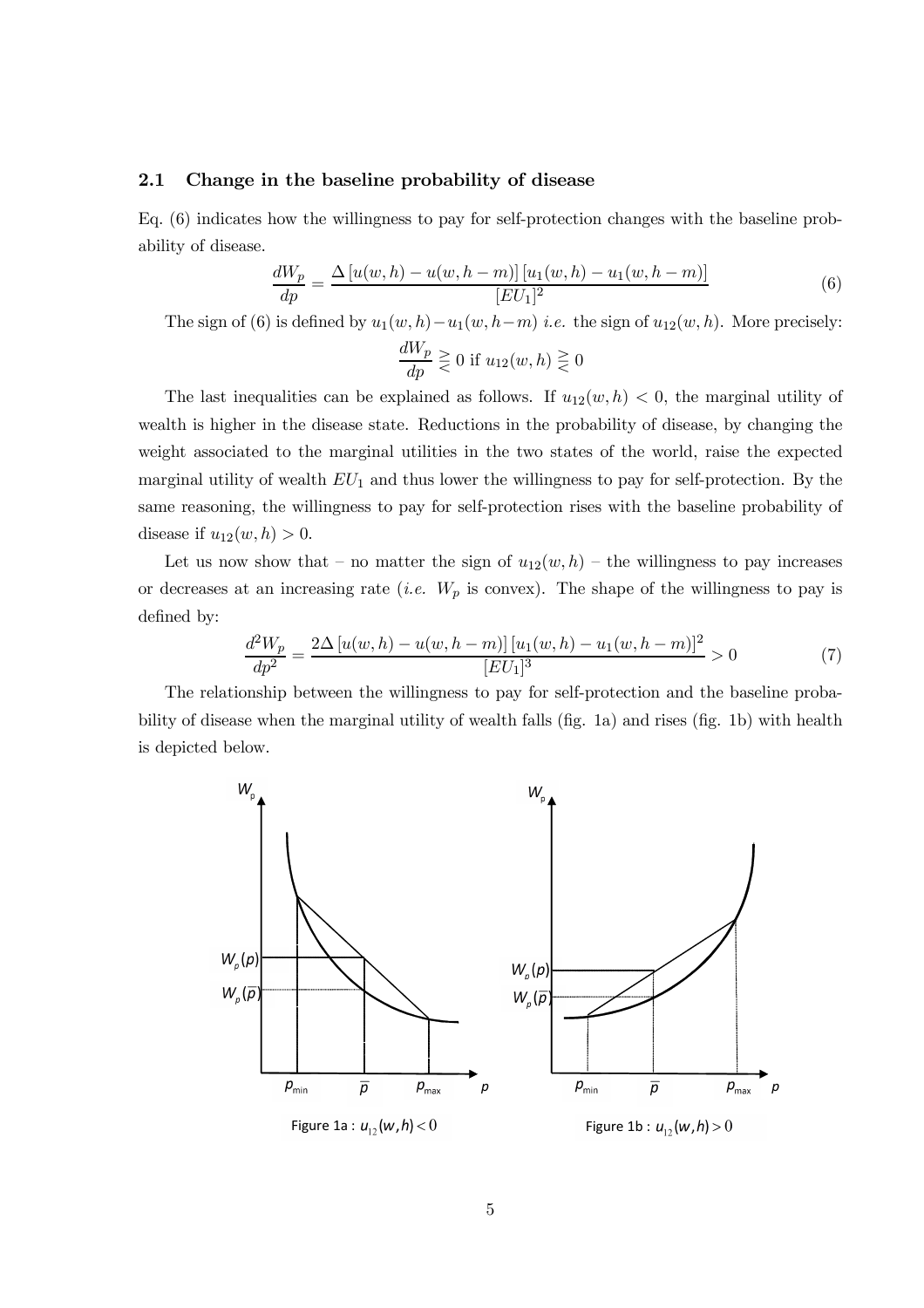### 2.1 Change in the baseline probability of disease

Eq. (6) indicates how the willingness to pay for self-protection changes with the baseline probability of disease.

$$\frac{dW_p}{dp} = \frac{\Delta\left[u(w,h) - u(w,h-m)\right]\left[u_1(w,h) - u_1(w,h-m)\right]}{[EU_1]^2} \tag{6}$$

The sign of (6) is defined by $u_1(w,h) - u_1(w,h-m)$ *i.e.* the sign of $u_{12}(w,h)$. More precisely:

$$\frac{dW_p}{dp} \gtreqless 0 \text{ if } u_{12}(w,h) \gtreqless 0$$

The last inequalities can be explained as follows. If $u_{12}(w,h) < 0$, the marginal utility of wealth is higher in the disease state. Reductions in the probability of disease, by changing the weight associated to the marginal utilities in the two states of the world, raise the expected marginal utility of wealth $EU_1$ and thus lower the willingness to pay for self-protection. By the same reasoning, the willingness to pay for self-protection rises with the baseline probability of disease if $u_{12}(w,h) > 0$.

Let us now show that – no matter the sign of $u_{12}(w,h)$ – the willingness to pay increases or decreases at an increasing rate (*i.e.* $W_p$ is convex). The shape of the willingness to pay is defined by:

$$\frac{d^2W_p}{dp^2} = \frac{2\Delta\left[u(w,h) - u(w,h-m)\right]\left[u_1(w,h) - u_1(w,h-m)\right]^2}{[EU_1]^3} > 0 \tag{7}$$

The relationship between the willingness to pay for self-protection and the baseline probability of disease when the marginal utility of wealth falls (fig. 1a) and rises (fig. 1b) with health is depicted below.

Figure 1a : $u_{12}(w,h) < 0$

Figure 1b : $u_{12}(w,h) > 0$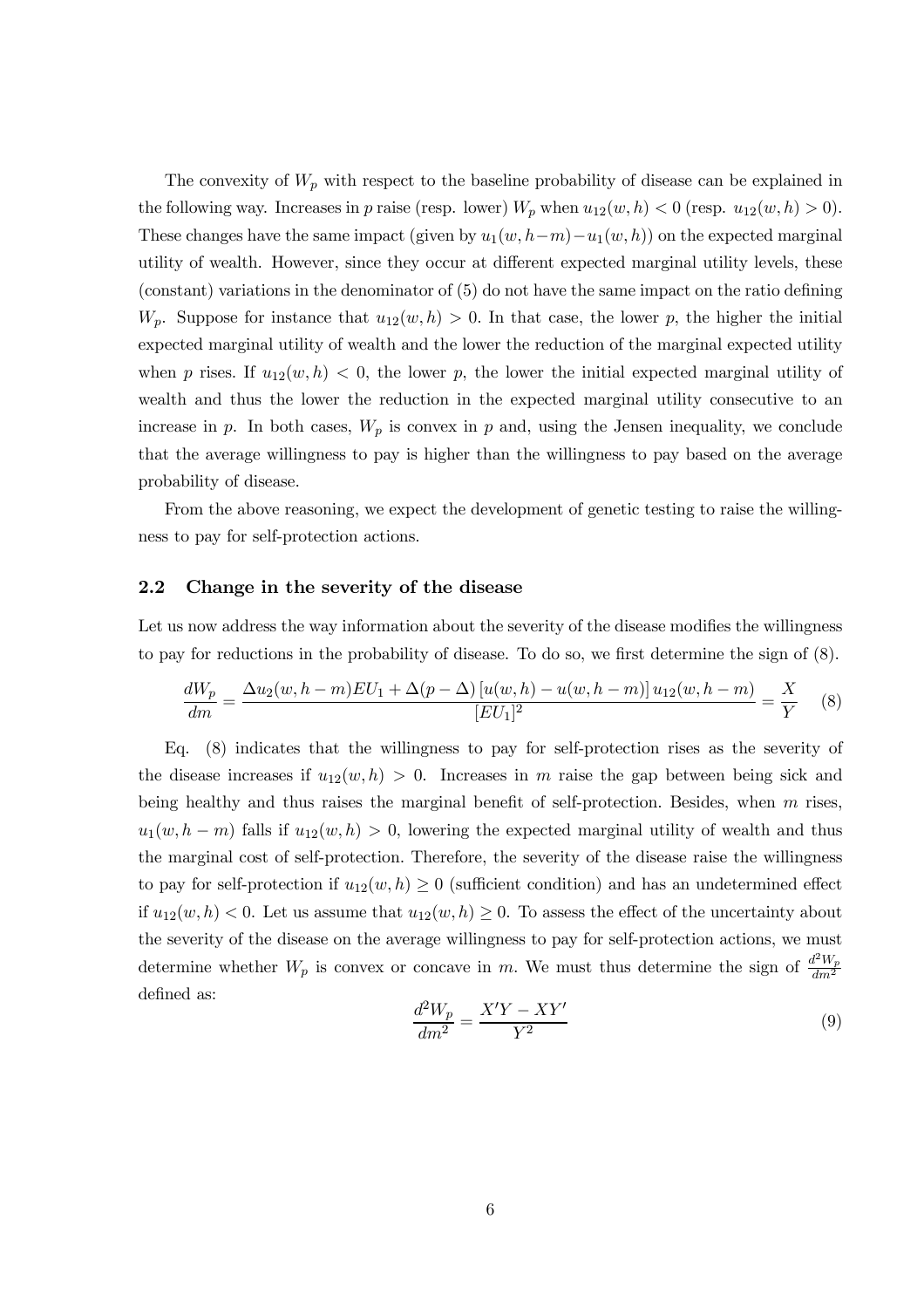The convexity of $W_p$ with respect to the baseline probability of disease can be explained in the following way. Increases in $p$ raise (resp. lower) $W_p$ when $u_{12}(w,h) < 0$ (resp. $u_{12}(w,h) > 0$). These changes have the same impact (given by $u_1(w,h-m) - u_1(w,h)$) on the expected marginal utility of wealth. However, since they occur at different expected marginal utility levels, these (constant) variations in the denominator of (5) do not have the same impact on the ratio defining $W_p$. Suppose for instance that $u_{12}(w,h) > 0$. In that case, the lower $p$, the higher the initial expected marginal utility of wealth and the lower the reduction of the marginal expected utility when $p$ rises. If $u_{12}(w,h) < 0$, the lower $p$, the lower the initial expected marginal utility of wealth and thus the lower the reduction in the expected marginal utility consecutive to an increase in $p$. In both cases, $W_p$ is convex in $p$ and, using the Jensen inequality, we conclude that the average willingness to pay is higher than the willingness to pay based on the average probability of disease.

From the above reasoning, we expect the development of genetic testing to raise the willingness to pay for self-protection actions.

## 2.2 Change in the severity of the disease

Let us now address the way information about the severity of the disease modifies the willingness to pay for reductions in the probability of disease. To do so, we first determine the sign of (8).

$$\frac{dW_p}{dm} = \frac{\Delta u_2(w,h-m)EU_1 + \Delta(p-\Delta)\left[u(w,h) - u(w,h-m)\right]u_{12}(w,h-m)}{[EU_1]^2} = \frac{X}{Y} \quad (8)$$

Eq. (8) indicates that the willingness to pay for self-protection rises as the severity of the disease increases if $u_{12}(w,h) > 0$. Increases in $m$ raise the gap between being sick and being healthy and thus raises the marginal benefit of self-protection. Besides, when $m$ rises, $u_1(w,h-m)$ falls if $u_{12}(w,h) > 0$, lowering the expected marginal utility of wealth and thus the marginal cost of self-protection. Therefore, the severity of the disease raise the willingness to pay for self-protection if $u_{12}(w,h) \geq 0$ (sufficient condition) and has an undetermined effect if $u_{12}(w,h) < 0$. Let us assume that $u_{12}(w,h) \geq 0$. To assess the effect of the uncertainty about the severity of the disease on the average willingness to pay for self-protection actions, we must determine whether $W_p$ is convex or concave in $m$. We must thus determine the sign of $\frac{d^2 W_p}{dm^2}$ defined as:

$$\frac{d^2 W_p}{dm^2} = \frac{X'Y - XY'}{Y^2} \quad (9)$$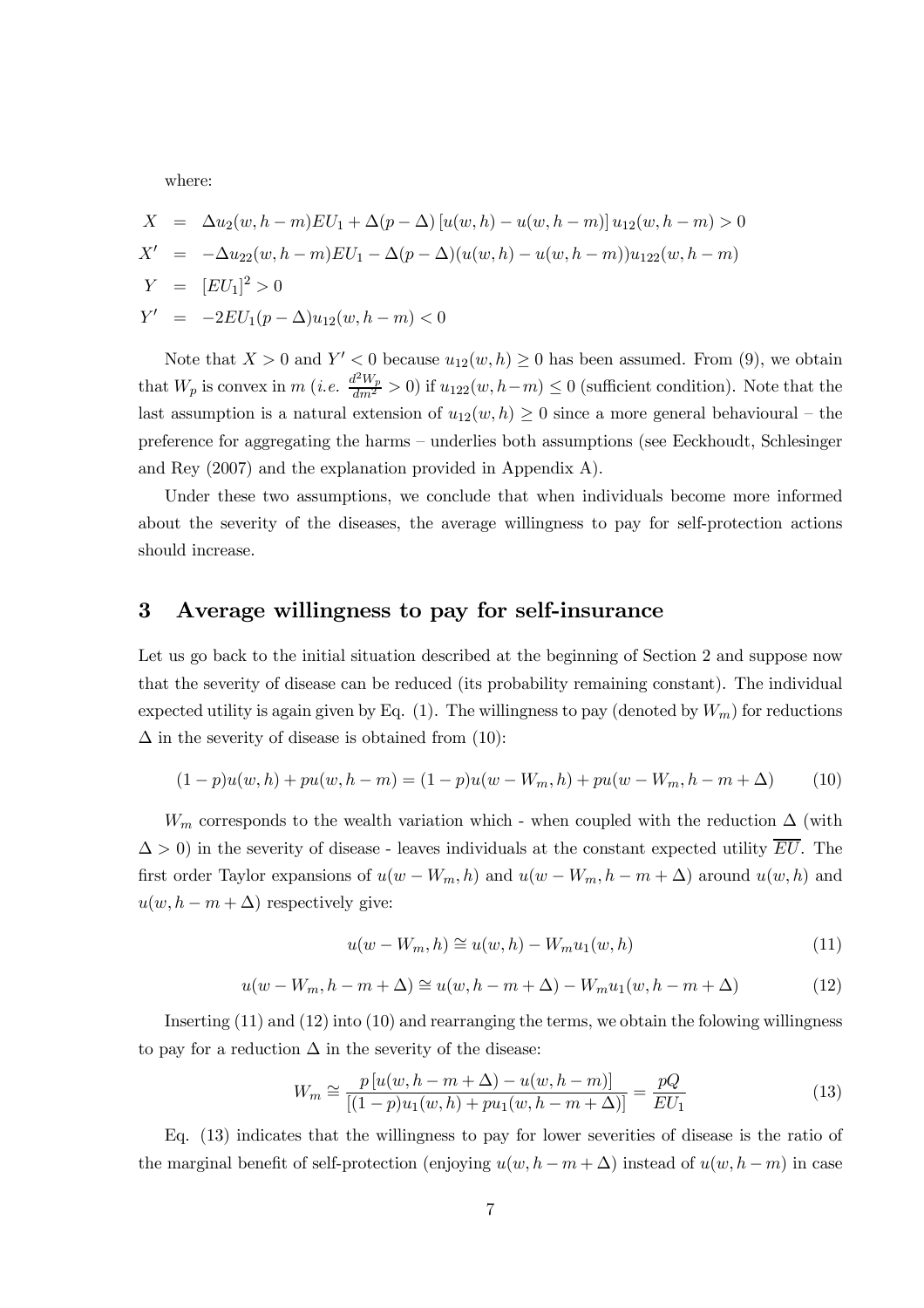where:

$$
\begin{aligned}
X &= \Delta u_2(w, h-m) EU_1 + \Delta(p-\Delta)\left[u(w,h) - u(w,h-m)\right] u_{12}(w,h-m) > 0 \\
X' &= -\Delta u_{22}(w,h-m) EU_1 - \Delta(p-\Delta)(u(w,h) - u(w,h-m)) u_{122}(w,h-m) \\
Y &= [EU_1]^2 > 0 \\
Y' &= -2EU_1(p-\Delta) u_{12}(w,h-m) < 0
\end{aligned}
$$

Note that $X > 0$ and $Y' < 0$ because $u_{12}(w,h) \geq 0$ has been assumed. From (9), we obtain that $W_p$ is convex in $m$ (*i.e.* $\frac{d^2 W_p}{dm^2} > 0$) if $u_{122}(w, h-m) \leq 0$ (sufficient condition). Note that the last assumption is a natural extension of $u_{12}(w,h) \geq 0$ since a more general behavioural – the preference for aggregating the harms – underlies both assumptions (see Eeckhoudt, Schlesinger and Rey (2007) and the explanation provided in Appendix A).

Under these two assumptions, we conclude that when individuals become more informed about the severity of the diseases, the average willingness to pay for self-protection actions should increase.

## 3 Average willingness to pay for self-insurance

Let us go back to the initial situation described at the beginning of Section 2 and suppose now that the severity of disease can be reduced (its probability remaining constant). The individual expected utility is again given by Eq. (1). The willingness to pay (denoted by $W_m$) for reductions $\Delta$ in the severity of disease is obtained from (10):

$$
(1-p)u(w,h) + pu(w,h-m) = (1-p)u(w-W_m, h) + pu(w-W_m, h-m+\Delta) \tag{10}
$$

$W_m$ corresponds to the wealth variation which - when coupled with the reduction $\Delta$ (with $\Delta > 0$) in the severity of disease - leaves individuals at the constant expected utility $\overline{EU}$. The first order Taylor expansions of $u(w-W_m, h)$ and $u(w-W_m, h-m+\Delta)$ around $u(w,h)$ and $u(w, h-m+\Delta)$ respectively give:

$$
u(w-W_m, h) \cong u(w,h) - W_m u_1(w,h) \tag{11}
$$

$$
u(w-W_m, h-m+\Delta) \cong u(w, h-m+\Delta) - W_m u_1(w, h-m+\Delta) \tag{12}
$$

Inserting (11) and (12) into (10) and rearranging the terms, we obtain the folowing willingness to pay for a reduction $\Delta$ in the severity of the disease:

$$
W_m \cong \frac{p\left[u(w, h-m+\Delta) - u(w,h-m)\right]}{\left[(1-p)u_1(w,h) + pu_1(w,h-m+\Delta)\right]} = \frac{pQ}{EU_1} \tag{13}
$$

Eq. (13) indicates that the willingness to pay for lower severities of disease is the ratio of the marginal benefit of self-protection (enjoying $u(w, h-m+\Delta)$ instead of $u(w,h-m)$ in case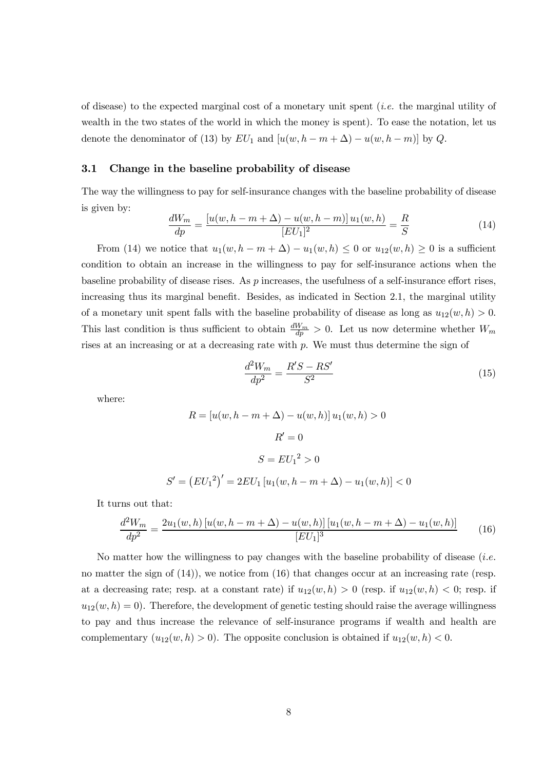of disease) to the expected marginal cost of a monetary unit spent (*i.e.* the marginal utility of wealth in the two states of the world in which the money is spent). To ease the notation, let us denote the denominator of (13) by $EU_1$ and $[u(w, h-m+\Delta) - u(w, h-m)]$ by $Q$.

### 3.1 Change in the baseline probability of disease

The way the willingness to pay for self-insurance changes with the baseline probability of disease is given by:

$$\frac{dW_m}{dp} = \frac{[u(w, h-m+\Delta) - u(w, h-m)]\, u_1(w,h)}{[EU_1]^2} = \frac{R}{S} \tag{14}$$

From (14) we notice that $u_1(w, h-m+\Delta) - u_1(w,h) \leq 0$ or $u_{12}(w,h) \geq 0$ is a sufficient condition to obtain an increase in the willingness to pay for self-insurance actions when the baseline probability of disease rises. As $p$ increases, the usefulness of a self-insurance effort rises, increasing thus its marginal benefit. Besides, as indicated in Section 2.1, the marginal utility of a monetary unit spent falls with the baseline probability of disease as long as $u_{12}(w,h) > 0$. This last condition is thus sufficient to obtain $\frac{dW_m}{dp} > 0$. Let us now determine whether $W_m$ rises at an increasing or at a decreasing rate with $p$. We must thus determine the sign of

$$\frac{d^2W_m}{dp^2} = \frac{R'S - RS'}{S^2} \tag{15}$$

where:

$$R = [u(w, h-m+\Delta) - u(w,h)]\, u_1(w,h) > 0$$

$$R' = 0$$

$$S = {EU_1}^2 > 0$$

$$S' = \left({EU_1}^2\right)' = 2EU_1 \left[u_1(w, h-m+\Delta) - u_1(w,h)\right] < 0$$

It turns out that:

$$\frac{d^2W_m}{dp^2} = \frac{2u_1(w,h)\,[u(w, h-m+\Delta) - u(w,h)]\,[u_1(w, h-m+\Delta) - u_1(w,h)]}{[EU_1]^3} \tag{16}$$

No matter how the willingness to pay changes with the baseline probability of disease (*i.e.* no matter the sign of (14)), we notice from (16) that changes occur at an increasing rate (resp. at a decreasing rate; resp. at a constant rate) if $u_{12}(w,h) > 0$ (resp. if $u_{12}(w,h) < 0$; resp. if $u_{12}(w,h) = 0$). Therefore, the development of genetic testing should raise the average willingness to pay and thus increase the relevance of self-insurance programs if wealth and health are complementary ($u_{12}(w,h) > 0$). The opposite conclusion is obtained if $u_{12}(w,h) < 0$.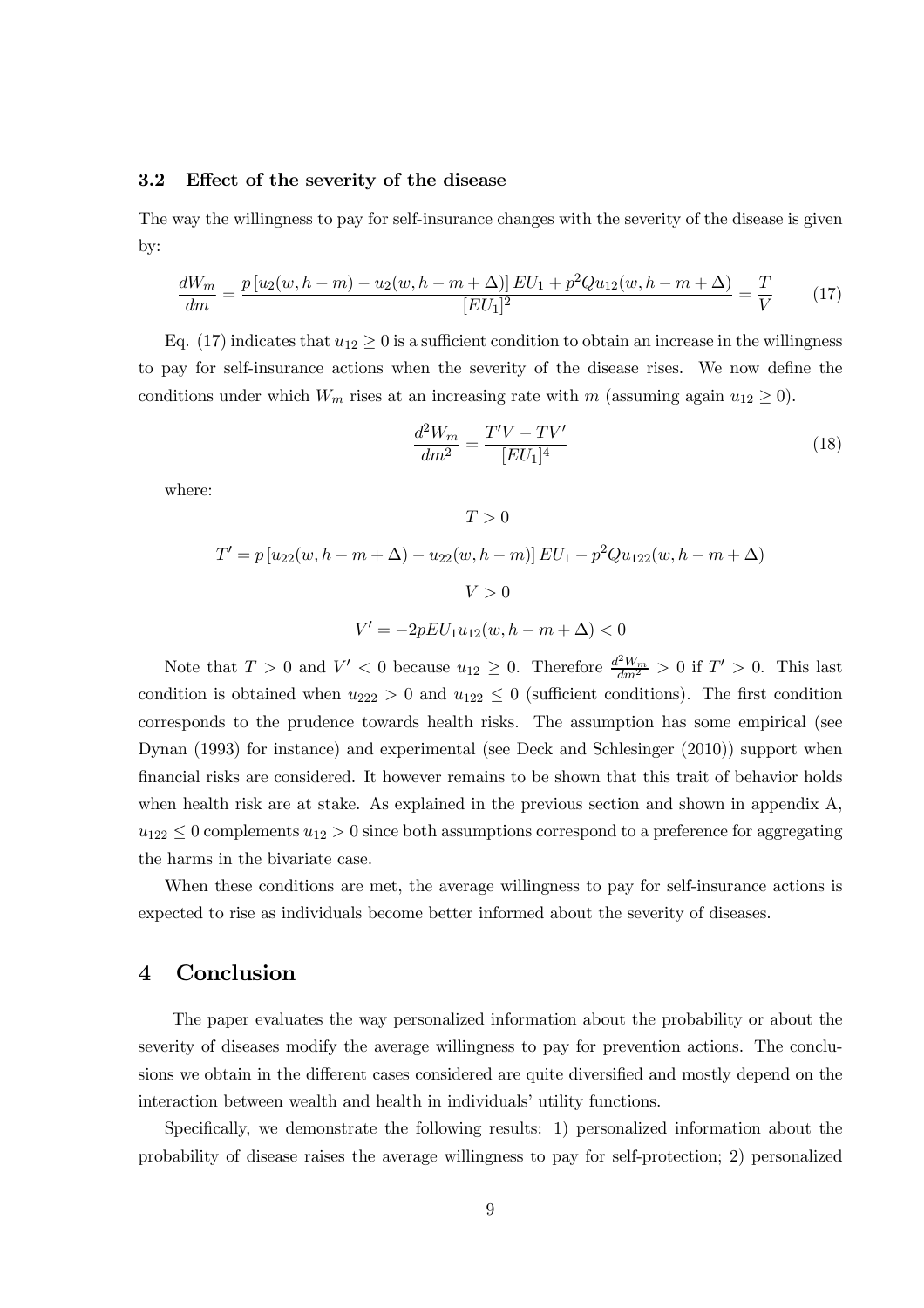### 3.2 Effect of the severity of the disease

The way the willingness to pay for self-insurance changes with the severity of the disease is given by:

$$\frac{dW_m}{dm} = \frac{p\left[u_2(w, h-m) - u_2(w, h-m+\Delta)\right] EU_1 + p^2 Q u_{12}(w, h-m+\Delta)}{[EU_1]^2} = \frac{T}{V} \tag{17}$$

Eq. (17) indicates that $u_{12} \geq 0$ is a sufficient condition to obtain an increase in the willingness to pay for self-insurance actions when the severity of the disease rises. We now define the conditions under which $W_m$ rises at an increasing rate with $m$ (assuming again $u_{12} \geq 0$).

$$\frac{d^2 W_m}{dm^2} = \frac{T'V - TV'}{[EU_1]^4} \tag{18}$$

where:

$$T > 0$$

$$T' = p\left[u_{22}(w, h-m+\Delta) - u_{22}(w, h-m)\right] EU_1 - p^2 Q u_{122}(w, h-m+\Delta)$$

$$V > 0$$

$$V' = -2pEU_1 u_{12}(w, h-m+\Delta) < 0$$

Note that $T > 0$ and $V' < 0$ because $u_{12} \geq 0$. Therefore $\frac{d^2 W_m}{dm^2} > 0$ if $T' > 0$. This last condition is obtained when $u_{222} > 0$ and $u_{122} \leq 0$ (sufficient conditions). The first condition corresponds to the prudence towards health risks. The assumption has some empirical (see Dynan (1993) for instance) and experimental (see Deck and Schlesinger (2010)) support when financial risks are considered. It however remains to be shown that this trait of behavior holds when health risk are at stake. As explained in the previous section and shown in appendix A, $u_{122} \leq 0$ complements $u_{12} > 0$ since both assumptions correspond to a preference for aggregating the harms in the bivariate case.

When these conditions are met, the average willingness to pay for self-insurance actions is expected to rise as individuals become better informed about the severity of diseases.

## 4 Conclusion

The paper evaluates the way personalized information about the probability or about the severity of diseases modify the average willingness to pay for prevention actions. The conclusions we obtain in the different cases considered are quite diversified and mostly depend on the interaction between wealth and health in individuals' utility functions.

Specifically, we demonstrate the following results: 1) personalized information about the probability of disease raises the average willingness to pay for self-protection; 2) personalized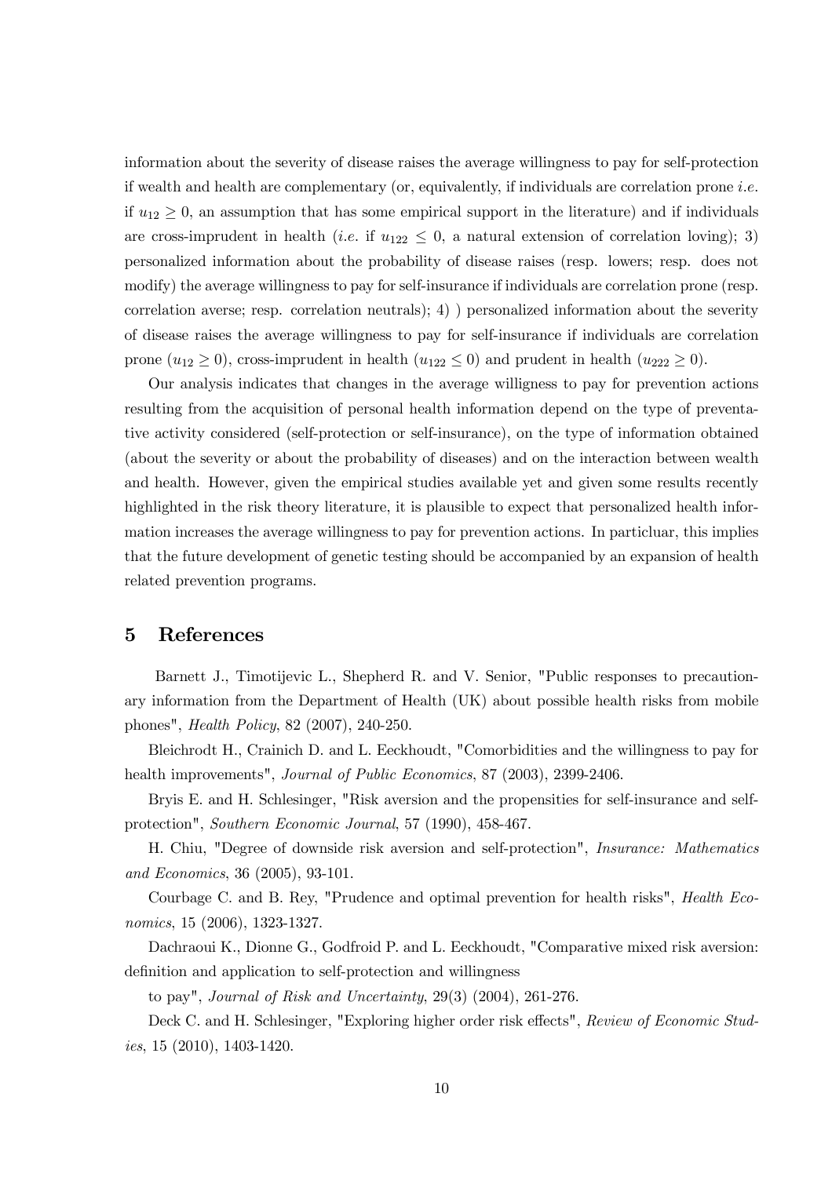information about the severity of disease raises the average willingness to pay for self-protection if wealth and health are complementary (or, equivalently, if individuals are correlation prone *i.e.* if $u_{12} \geq 0$, an assumption that has some empirical support in the literature) and if individuals are cross-imprudent in health (*i.e.* if $u_{122} \leq 0$, a natural extension of correlation loving); 3) personalized information about the probability of disease raises (resp. lowers; resp. does not modify) the average willingness to pay for self-insurance if individuals are correlation prone (resp. correlation averse; resp. correlation neutrals); 4) ) personalized information about the severity of disease raises the average willingness to pay for self-insurance if individuals are correlation prone ($u_{12} \geq 0$), cross-imprudent in health ($u_{122} \leq 0$) and prudent in health ($u_{222} \geq 0$).

Our analysis indicates that changes in the average willigness to pay for prevention actions resulting from the acquisition of personal health information depend on the type of preventative activity considered (self-protection or self-insurance), on the type of information obtained (about the severity or about the probability of diseases) and on the interaction between wealth and health. However, given the empirical studies available yet and given some results recently highlighted in the risk theory literature, it is plausible to expect that personalized health information increases the average willingness to pay for prevention actions. In particluar, this implies that the future development of genetic testing should be accompanied by an expansion of health related prevention programs.

# 5 References

Barnett J., Timotijevic L., Shepherd R. and V. Senior, "Public responses to precautionary information from the Department of Health (UK) about possible health risks from mobile phones", *Health Policy*, 82 (2007), 240-250.

Bleichrodt H., Crainich D. and L. Eeckhoudt, "Comorbidities and the willingness to pay for health improvements", *Journal of Public Economics*, 87 (2003), 2399-2406.

Bryis E. and H. Schlesinger, "Risk aversion and the propensities for self-insurance and self-protection", *Southern Economic Journal*, 57 (1990), 458-467.

H. Chiu, "Degree of downside risk aversion and self-protection", *Insurance: Mathematics and Economics*, 36 (2005), 93-101.

Courbage C. and B. Rey, "Prudence and optimal prevention for health risks", *Health Economics*, 15 (2006), 1323-1327.

Dachraoui K., Dionne G., Godfroid P. and L. Eeckhoudt, "Comparative mixed risk aversion: definition and application to self-protection and willingness

to pay", *Journal of Risk and Uncertainty*, 29(3) (2004), 261-276.

Deck C. and H. Schlesinger, "Exploring higher order risk effects", *Review of Economic Studies*, 15 (2010), 1403-1420.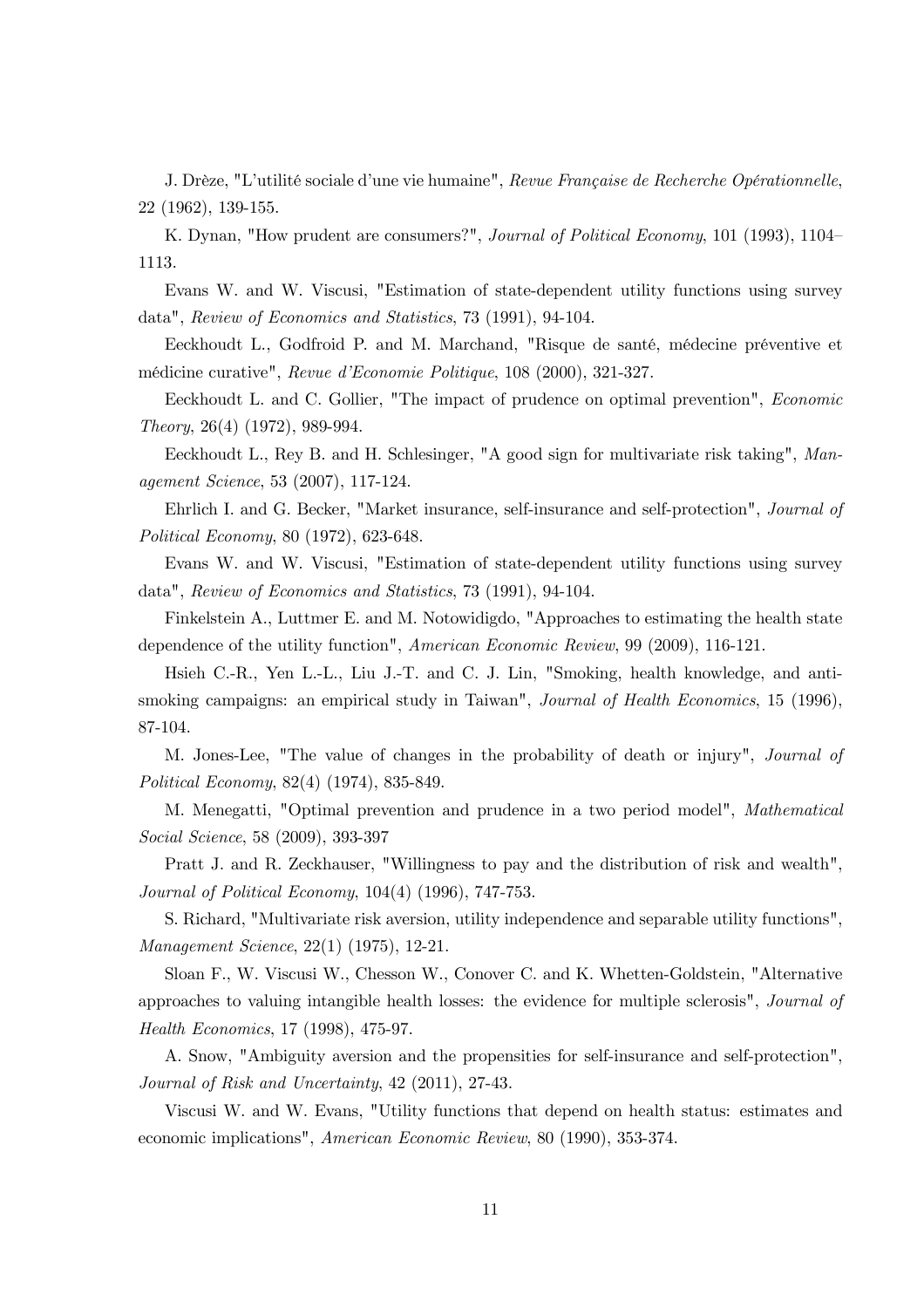J. Drèze, "L'utilité sociale d'une vie humaine", *Revue Française de Recherche Opérationnelle*, 22 (1962), 139-155.

K. Dynan, "How prudent are consumers?", *Journal of Political Economy*, 101 (1993), 1104–1113.

Evans W. and W. Viscusi, "Estimation of state-dependent utility functions using survey data", *Review of Economics and Statistics*, 73 (1991), 94-104.

Eeckhoudt L., Godfroid P. and M. Marchand, "Risque de santé, médecine préventive et médicine curative", *Revue d'Economie Politique*, 108 (2000), 321-327.

Eeckhoudt L. and C. Gollier, "The impact of prudence on optimal prevention", *Economic Theory*, 26(4) (1972), 989-994.

Eeckhoudt L., Rey B. and H. Schlesinger, "A good sign for multivariate risk taking", *Management Science*, 53 (2007), 117-124.

Ehrlich I. and G. Becker, "Market insurance, self-insurance and self-protection", *Journal of Political Economy*, 80 (1972), 623-648.

Evans W. and W. Viscusi, "Estimation of state-dependent utility functions using survey data", *Review of Economics and Statistics*, 73 (1991), 94-104.

Finkelstein A., Luttmer E. and M. Notowidigdo, "Approaches to estimating the health state dependence of the utility function", *American Economic Review*, 99 (2009), 116-121.

Hsieh C.-R., Yen L.-L., Liu J.-T. and C. J. Lin, "Smoking, health knowledge, and anti-smoking campaigns: an empirical study in Taiwan", *Journal of Health Economics*, 15 (1996), 87-104.

M. Jones-Lee, "The value of changes in the probability of death or injury", *Journal of Political Economy*, 82(4) (1974), 835-849.

M. Menegatti, "Optimal prevention and prudence in a two period model", *Mathematical Social Science*, 58 (2009), 393-397

Pratt J. and R. Zeckhauser, "Willingness to pay and the distribution of risk and wealth", *Journal of Political Economy*, 104(4) (1996), 747-753.

S. Richard, "Multivariate risk aversion, utility independence and separable utility functions", *Management Science*, 22(1) (1975), 12-21.

Sloan F., W. Viscusi W., Chesson W., Conover C. and K. Whetten-Goldstein, "Alternative approaches to valuing intangible health losses: the evidence for multiple sclerosis", *Journal of Health Economics*, 17 (1998), 475-97.

A. Snow, "Ambiguity aversion and the propensities for self-insurance and self-protection", *Journal of Risk and Uncertainty*, 42 (2011), 27-43.

Viscusi W. and W. Evans, "Utility functions that depend on health status: estimates and economic implications", *American Economic Review*, 80 (1990), 353-374.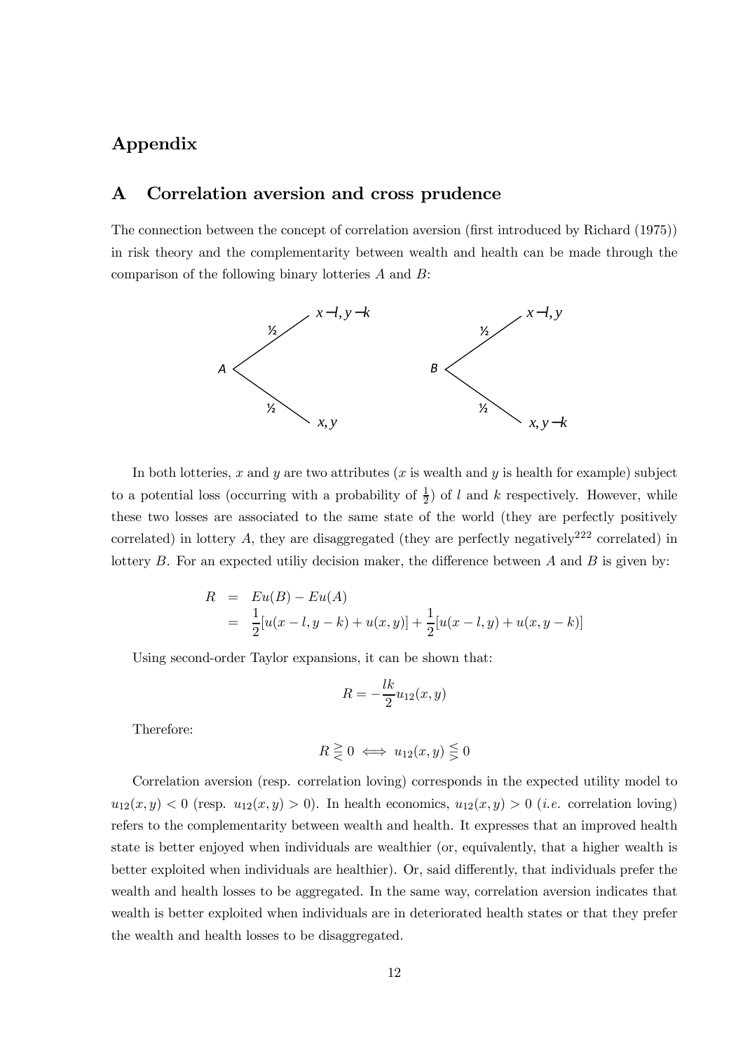# Appendix

## A Correlation aversion and cross prudence

The connection between the concept of correlation aversion (first introduced by Richard (1975)) in risk theory and the complementarity between wealth and health can be made through the comparison of the following binary lotteries $A$ and $B$:

$A$: with probability ½ → $x-l, y-k$; with probability ½ → $x, y$

$B$: with probability ½ → $x-l, y$; with probability ½ → $x, y-k$

In both lotteries, $x$ and $y$ are two attributes ($x$ is wealth and $y$ is health for example) subject to a potential loss (occurring with a probability of $\frac{1}{2}$) of $l$ and $k$ respectively. However, while these two losses are associated to the same state of the world (they are perfectly positively correlated) in lottery $A$, they are disaggregated (they are perfectly negatively[222] correlated) in lottery $B$. For an expected utiliy decision maker, the difference between $A$ and $B$ is given by:

$$
\begin{aligned}
R &= Eu(B) - Eu(A) \\
&= \frac{1}{2}[u(x-l, y-k) + u(x, y)] + \frac{1}{2}[u(x-l, y) + u(x, y-k)]
\end{aligned}
$$

Using second-order Taylor expansions, it can be shown that:

$$
R = -\frac{lk}{2} u_{12}(x, y)
$$

Therefore:

$$
R \gtreqless 0 \iff u_{12}(x, y) \lesseqgtr 0
$$

Correlation aversion (resp. correlation loving) corresponds in the expected utility model to $u_{12}(x, y) < 0$ (resp. $u_{12}(x, y) > 0$). In health economics, $u_{12}(x, y) > 0$ (*i.e.* correlation loving) refers to the complementarity between wealth and health. It expresses that an improved health state is better enjoyed when individuals are wealthier (or, equivalently, that a higher wealth is better exploited when individuals are healthier). Or, said differently, that individuals prefer the wealth and health losses to be aggregated. In the same way, correlation aversion indicates that wealth is better exploited when individuals are in deteriorated health states or that they prefer the wealth and health losses to be disaggregated.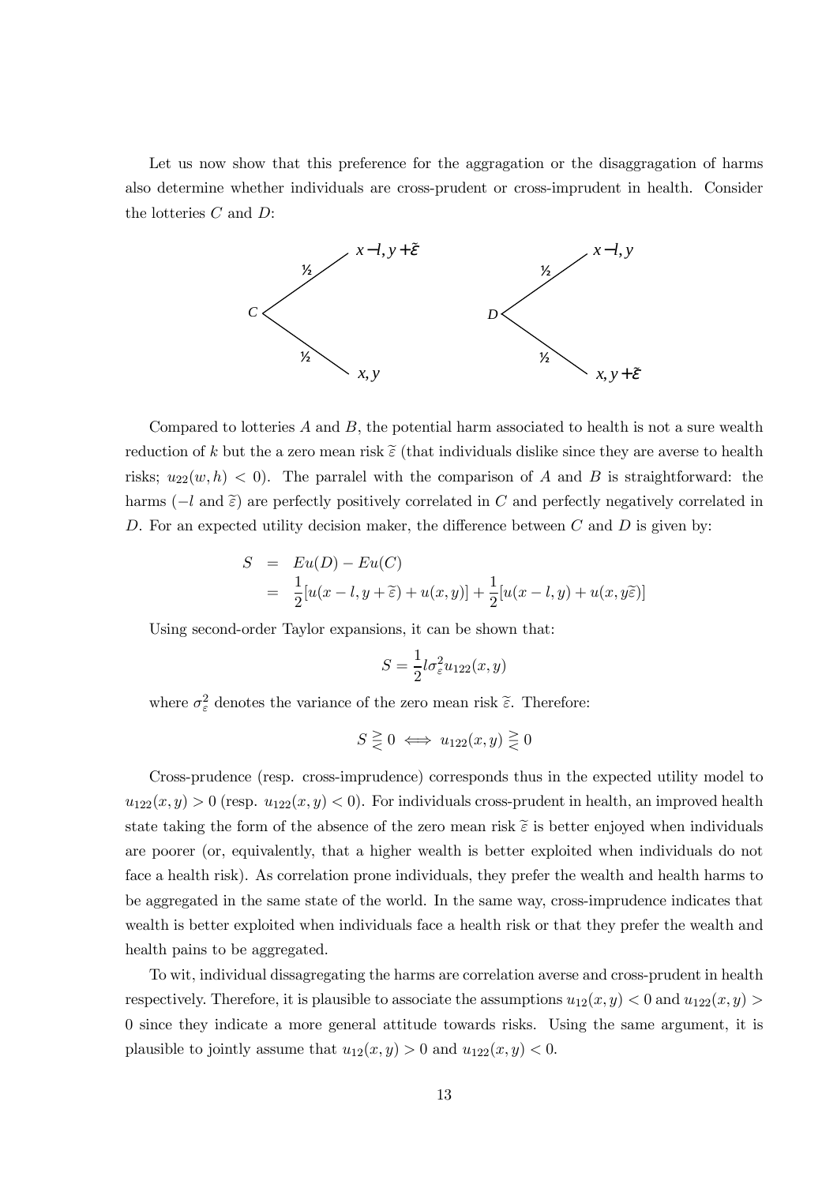Let us now show that this preference for the aggragation or the disaggragation of harms also determine whether individuals are cross-prudent or cross-imprudent in health. Consider the lotteries $C$ and $D$:

C
½
$x-l, y+\tilde{\varepsilon}$
½
$x, y$

D
½
$x-l, y$
½
$x, y+\tilde{\varepsilon}$

Compared to lotteries $A$ and $B$, the potential harm associated to health is not a sure wealth reduction of $k$ but the a zero mean risk $\widetilde{\varepsilon}$ (that individuals dislike since they are averse to health risks; $u_{22}(w,h) < 0$). The parralel with the comparison of $A$ and $B$ is straightforward: the harms ($-l$ and $\widetilde{\varepsilon}$) are perfectly positively correlated in $C$ and perfectly negatively correlated in $D$. For an expected utility decision maker, the difference between $C$ and $D$ is given by:

$$
\begin{aligned}
S &= Eu(D) - Eu(C) \\
&= \frac{1}{2}[u(x-l, y+\widetilde{\varepsilon}) + u(x,y)] + \frac{1}{2}[u(x-l,y) + u(x, y\widetilde{\varepsilon})]
\end{aligned}
$$

Using second-order Taylor expansions, it can be shown that:

$$
S = \frac{1}{2} l \sigma_{\varepsilon}^{2} u_{122}(x,y)
$$

where $\sigma_{\varepsilon}^{2}$ denotes the variance of the zero mean risk $\widetilde{\varepsilon}$. Therefore:

$$
S \gtreqless 0 \iff u_{122}(x,y) \gtreqless 0
$$

Cross-prudence (resp. cross-imprudence) corresponds thus in the expected utility model to $u_{122}(x,y) > 0$ (resp. $u_{122}(x,y) < 0$). For individuals cross-prudent in health, an improved health state taking the form of the absence of the zero mean risk $\widetilde{\varepsilon}$ is better enjoyed when individuals are poorer (or, equivalently, that a higher wealth is better exploited when individuals do not face a health risk). As correlation prone individuals, they prefer the wealth and health harms to be aggregated in the same state of the world. In the same way, cross-imprudence indicates that wealth is better exploited when individuals face a health risk or that they prefer the wealth and health pains to be aggregated.

To wit, individual dissagregating the harms are correlation averse and cross-prudent in health respectively. Therefore, it is plausible to associate the assumptions $u_{12}(x,y) < 0$ and $u_{122}(x,y) > 0$ since they indicate a more general attitude towards risks. Using the same argument, it is plausible to jointly assume that $u_{12}(x,y) > 0$ and $u_{122}(x,y) < 0$.